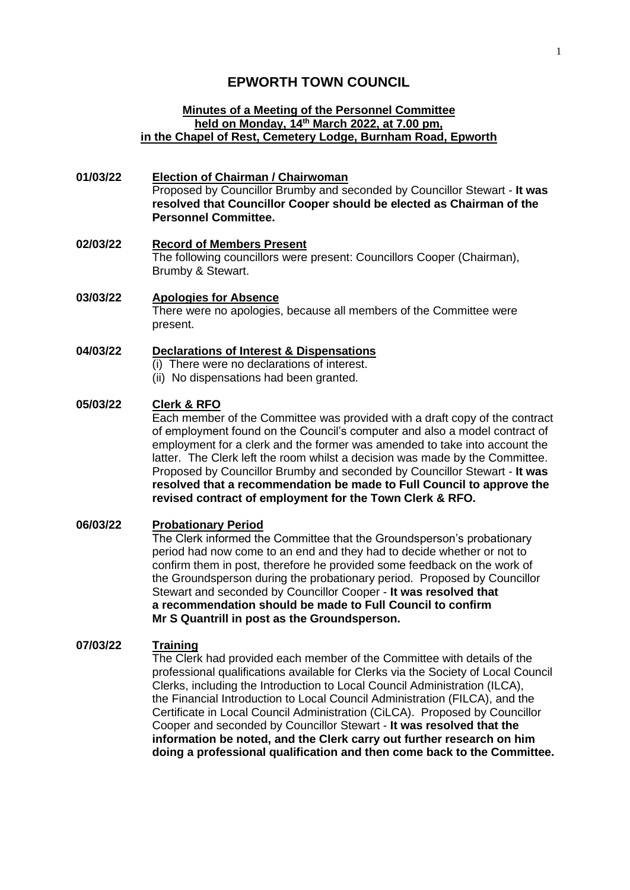# EPWORTH TOWN COUNCIL

**Minutes of a Meeting of the Personnel Committee held on Monday, 14th March 2022, at 7.00 pm, in the Chapel of Rest, Cemetery Lodge, Burnham Road, Epworth**

**01/03/22 Election of Chairman / Chairwoman**

Proposed by Councillor Brumby and seconded by Councillor Stewart - **It was resolved that Councillor Cooper should be elected as Chairman of the Personnel Committee.**

**02/03/22 Record of Members Present**

The following councillors were present: Councillors Cooper (Chairman), Brumby & Stewart.

**03/03/22 Apologies for Absence**

There were no apologies, because all members of the Committee were present.

**04/03/22 Declarations of Interest & Dispensations**

(i) There were no declarations of interest.
(ii) No dispensations had been granted.

**05/03/22 Clerk & RFO**

Each member of the Committee was provided with a draft copy of the contract of employment found on the Council's computer and also a model contract of employment for a clerk and the former was amended to take into account the latter. The Clerk left the room whilst a decision was made by the Committee. Proposed by Councillor Brumby and seconded by Councillor Stewart - **It was resolved that a recommendation be made to Full Council to approve the revised contract of employment for the Town Clerk & RFO.**

**06/03/22 Probationary Period**

The Clerk informed the Committee that the Groundsperson's probationary period had now come to an end and they had to decide whether or not to confirm them in post, therefore he provided some feedback on the work of the Groundsperson during the probationary period. Proposed by Councillor Stewart and seconded by Councillor Cooper - **It was resolved that a recommendation should be made to Full Council to confirm Mr S Quantrill in post as the Groundsperson.**

**07/03/22 Training**

The Clerk had provided each member of the Committee with details of the professional qualifications available for Clerks via the Society of Local Council Clerks, including the Introduction to Local Council Administration (ILCA), the Financial Introduction to Local Council Administration (FILCA), and the Certificate in Local Council Administration (CiLCA). Proposed by Councillor Cooper and seconded by Councillor Stewart - **It was resolved that the information be noted, and the Clerk carry out further research on him doing a professional qualification and then come back to the Committee.**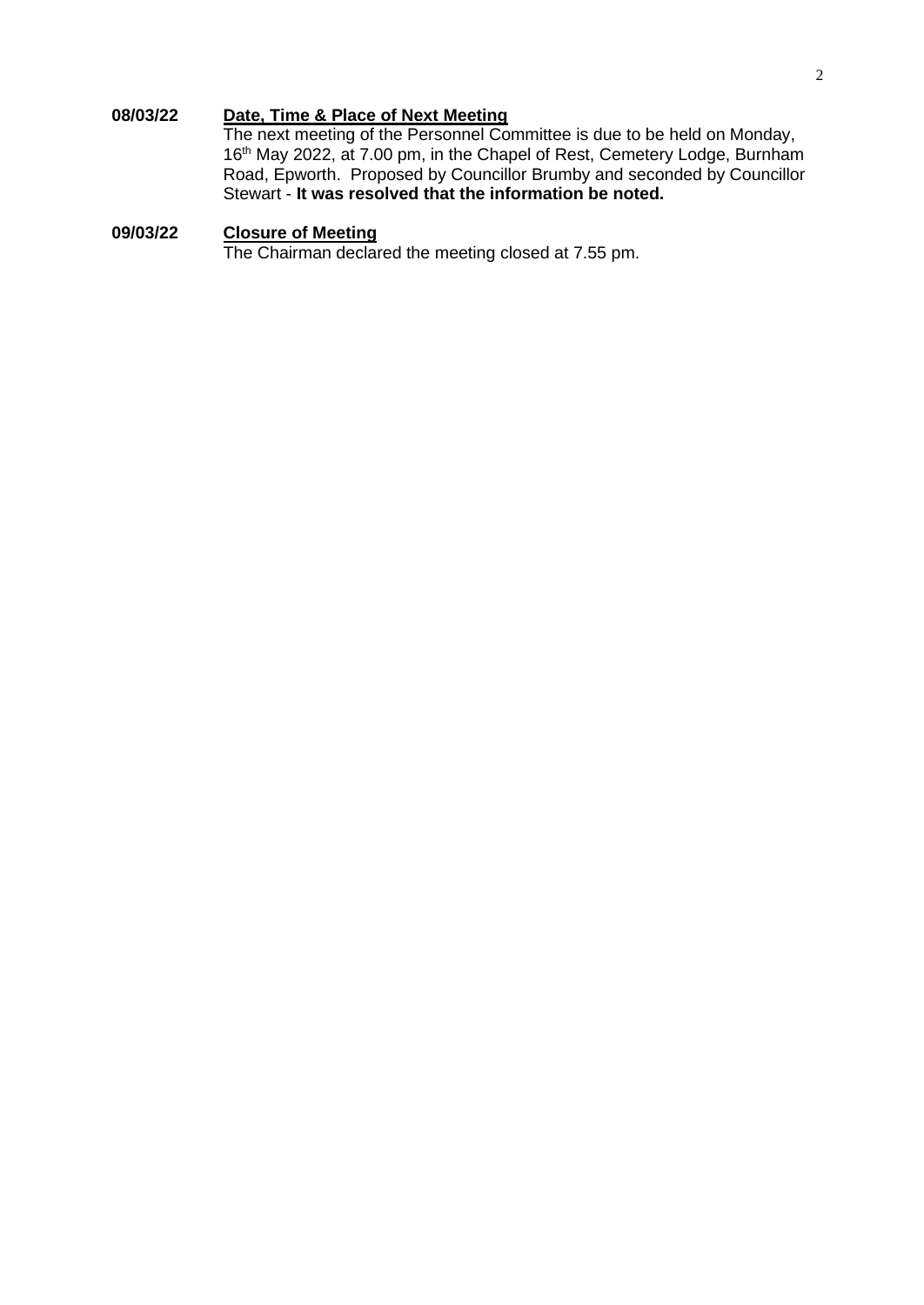**08/03/22** **<u>Date, Time & Place of Next Meeting</u>**

The next meeting of the Personnel Committee is due to be held on Monday, 16th May 2022, at 7.00 pm, in the Chapel of Rest, Cemetery Lodge, Burnham Road, Epworth. Proposed by Councillor Brumby and seconded by Councillor Stewart - **It was resolved that the information be noted.**

**09/03/22** **<u>Closure of Meeting</u>**

The Chairman declared the meeting closed at 7.55 pm.